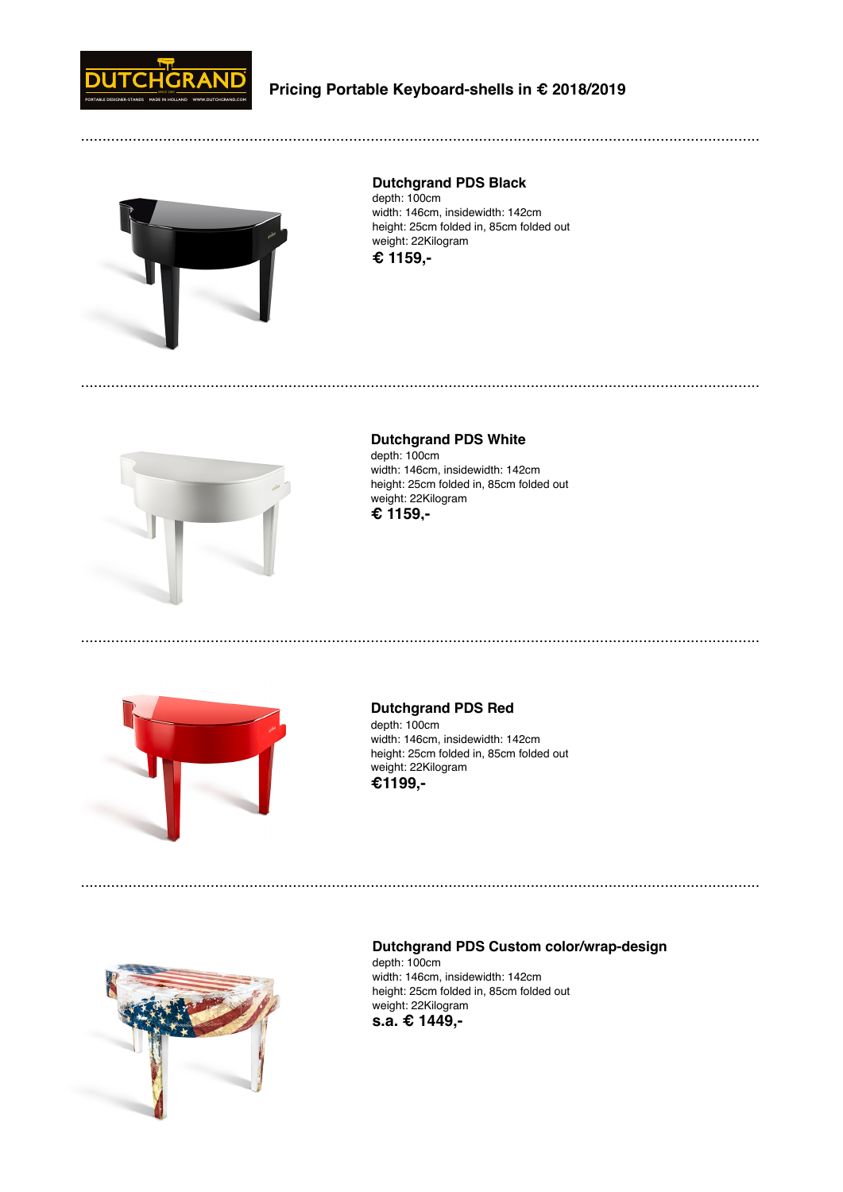# Pricing Portable Keyboard-shells in € 2018/2019

---

### Dutchgrand PDS Black

depth: 100cm
width: 146cm, insidewidth: 142cm
height: 25cm folded in, 85cm folded out
weight: 22Kilogram

**€ 1159,-**

---

### Dutchgrand PDS White

depth: 100cm
width: 146cm, insidewidth: 142cm
height: 25cm folded in, 85cm folded out
weight: 22Kilogram

**€ 1159,-**

---

### Dutchgrand PDS Red

depth: 100cm
width: 146cm, insidewidth: 142cm
height: 25cm folded in, 85cm folded out
weight: 22Kilogram

**€1199,-**

---

### Dutchgrand PDS Custom color/wrap-design

depth: 100cm
width: 146cm, insidewidth: 142cm
height: 25cm folded in, 85cm folded out
weight: 22Kilogram

**s.a. € 1449,-**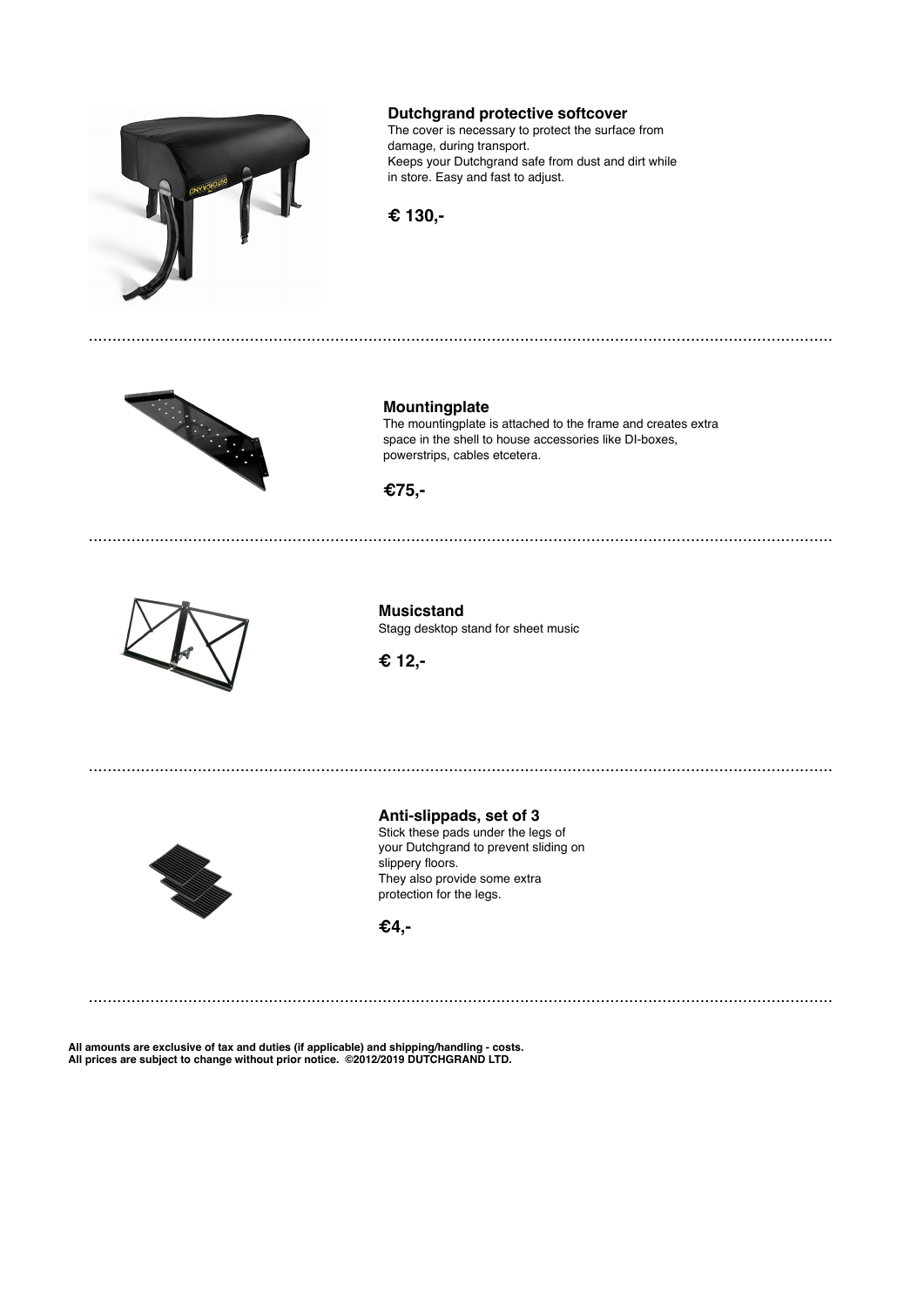**Dutchgrand protective softcover**

The cover is necessary to protect the surface from damage, during transport.
Keeps your Dutchgrand safe from dust and dirt while in store. Easy and fast to adjust.

**€ 130,-**

---

**Mountingplate**

The mountingplate is attached to the frame and creates extra space in the shell to house accessories like DI-boxes, powerstrips, cables etcetera.

**€75,-**

---

**Musicstand**

Stagg desktop stand for sheet music

**€ 12,-**

---

**Anti-slippads, set of 3**

Stick these pads under the legs of your Dutchgrand to prevent sliding on slippery floors.
They also provide some extra protection for the legs.

**€4,-**

---

**All amounts are exclusive of tax and duties (if applicable) and shipping/handling - costs.**
**All prices are subject to change without prior notice. ©2012/2019 DUTCHGRAND LTD.**